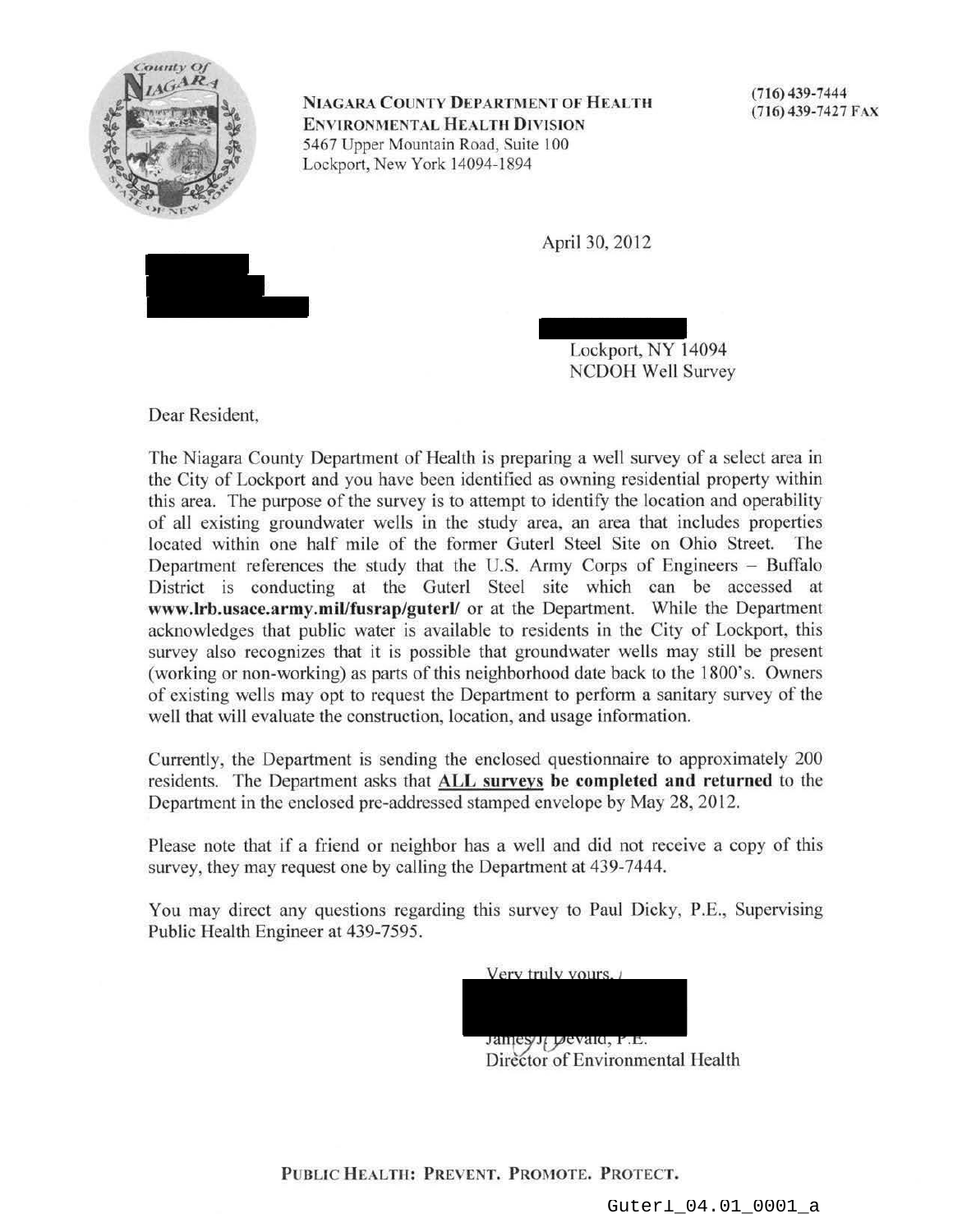**Niagara County Department of Health**
**Environmental Health Division**
5467 Upper Mountain Road, Suite 100
Lockport, New York 14094-1894

(716) 439-7444
(716) 439-7427 Fax

April 30, 2012

Lockport, NY 14094
NCDOH Well Survey

Dear Resident,

The Niagara County Department of Health is preparing a well survey of a select area in the City of Lockport and you have been identified as owning residential property within this area. The purpose of the survey is to attempt to identify the location and operability of all existing groundwater wells in the study area, an area that includes properties located within one half mile of the former Guterl Steel Site on Ohio Street. The Department references the study that the U.S. Army Corps of Engineers – Buffalo District is conducting at the Guterl Steel site which can be accessed at **www.lrb.usace.army.mil/fusrap/guterl/** or at the Department. While the Department acknowledges that public water is available to residents in the City of Lockport, this survey also recognizes that it is possible that groundwater wells may still be present (working or non-working) as parts of this neighborhood date back to the 1800's. Owners of existing wells may opt to request the Department to perform a sanitary survey of the well that will evaluate the construction, location, and usage information.

Currently, the Department is sending the enclosed questionnaire to approximately 200 residents. The Department asks that **ALL surveys be completed and returned** to the Department in the enclosed pre-addressed stamped envelope by May 28, 2012.

Please note that if a friend or neighbor has a well and did not receive a copy of this survey, they may request one by calling the Department at 439-7444.

You may direct any questions regarding this survey to Paul Dicky, P.E., Supervising Public Health Engineer at 439-7595.

Very truly yours,

James J. Devald, P.E.
Director of Environmental Health

**Public Health: Prevent. Promote. Protect.**

Guterl_04.01_0001_a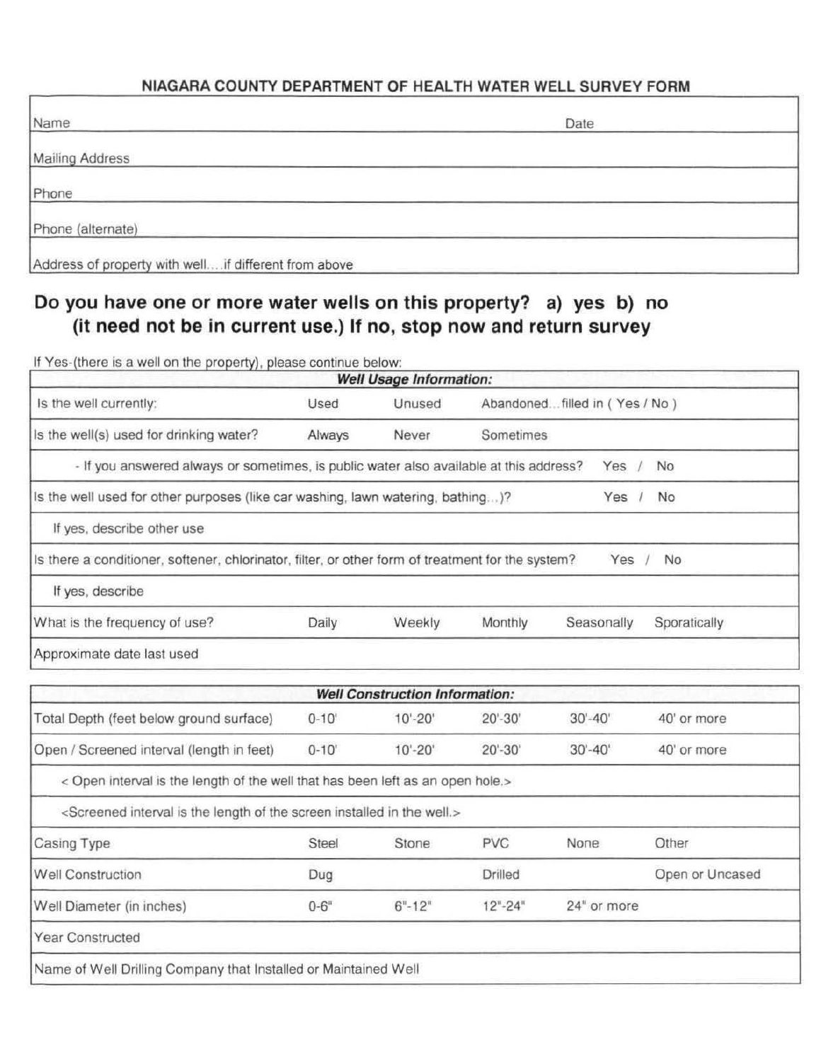## NIAGARA COUNTY DEPARTMENT OF HEALTH WATER WELL SURVEY FORM

| | |
|---|---|
| Name | Date |
| Mailing Address | |
| Phone | |
| Phone (alternate) | |
| Address of property with well....if different from above | |

**Do you have one or more water wells on this property? a) yes b) no (it need not be in current use.) If no, stop now and return survey**

If Yes-(there is a well on the property), please continue below:

| ***Well Usage Information:*** | | | | | |
|---|---|---|---|---|---|
| Is the well currently: | Used | Unused | Abandoned...filled in ( Yes / No ) | | |
| Is the well(s) used for drinking water? | Always | Never | Sometimes | | |
| - If you answered always or sometimes, is public water also available at this address? | | | | Yes / No | |
| Is the well used for other purposes (like car washing, lawn watering, bathing...)? | | | | Yes / No | |
| If yes, describe other use | | | | | |
| Is there a conditioner, softener, chlorinator, filter, or other form of treatment for the system? | | | | Yes / No | |
| If yes, describe | | | | | |
| What is the frequency of use? | Daily | Weekly | Monthly | Seasonally | Sporatically |
| Approximate date last used | | | | | |

| ***Well Construction Information:*** | | | | | |
|---|---|---|---|---|---|
| Total Depth (feet below ground surface) | 0-10' | 10'-20' | 20'-30' | 30'-40' | 40' or more |
| Open / Screened interval (length in feet) | 0-10' | 10'-20' | 20'-30' | 30'-40' | 40' or more |
| < Open interval is the length of the well that has been left as an open hole.> | | | | | |
| <Screened interval is the length of the screen installed in the well.> | | | | | |
| Casing Type | Steel | Stone | PVC | None | Other |
| Well Construction | Dug | | Drilled | | Open or Uncased |
| Well Diameter (in inches) | 0-6" | 6"-12" | 12"-24" | 24" or more | |
| Year Constructed | | | | | |
| Name of Well Drilling Company that Installed or Maintained Well | | | | | |